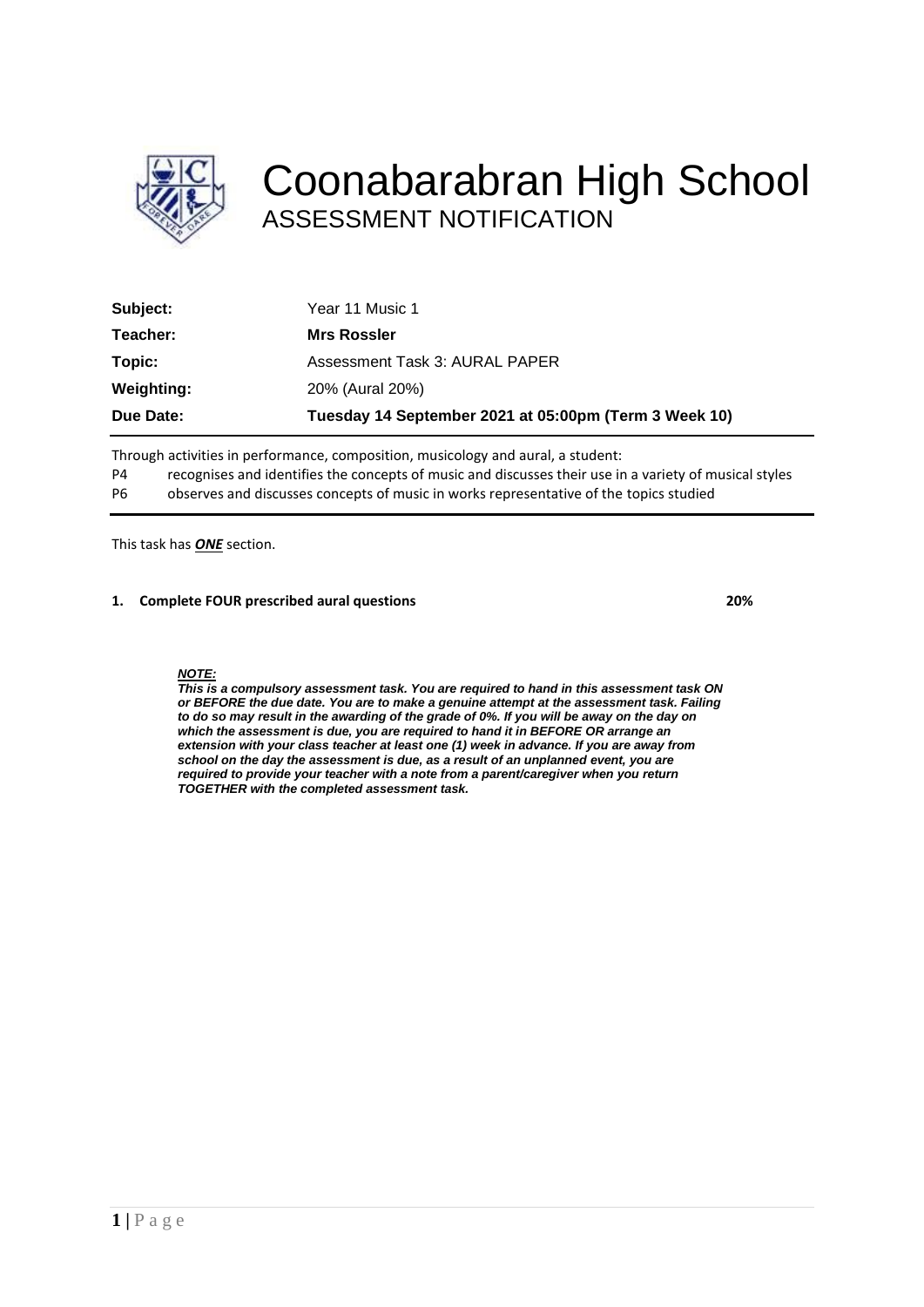# Coonabarabran High School

## ASSESSMENT NOTIFICATION

| | |
|---|---|
| **Subject:** | Year 11 Music 1 |
| **Teacher:** | **Mrs Rossler** |
| **Topic:** | Assessment Task 3: AURAL PAPER |
| **Weighting:** | 20% (Aural 20%) |
| **Due Date:** | **Tuesday 14 September 2021 at 05:00pm (Term 3 Week 10)** |

Through activities in performance, composition, musicology and aural, a student:

P4 recognises and identifies the concepts of music and discusses their use in a variety of musical styles

P6 observes and discusses concepts of music in works representative of the topics studied

This task has ***ONE*** section.

**1. Complete FOUR prescribed aural questions** **20%**

***NOTE:***

***This is a compulsory assessment task. You are required to hand in this assessment task ON or BEFORE the due date. You are to make a genuine attempt at the assessment task. Failing to do so may result in the awarding of the grade of 0%. If you will be away on the day on which the assessment is due, you are required to hand it in BEFORE OR arrange an extension with your class teacher at least one (1) week in advance. If you are away from school on the day the assessment is due, as a result of an unplanned event, you are required to provide your teacher with a note from a parent/caregiver when you return TOGETHER with the completed assessment task.***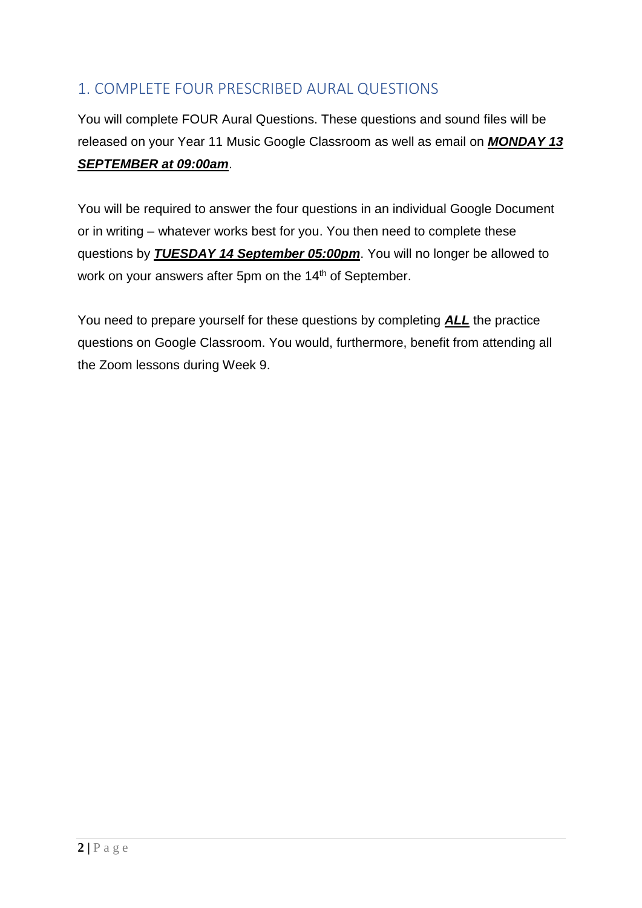## 1. COMPLETE FOUR PRESCRIBED AURAL QUESTIONS

You will complete FOUR Aural Questions. These questions and sound files will be released on your Year 11 Music Google Classroom as well as email on ***<u>MONDAY 13 SEPTEMBER at 09:00am</u>***.

You will be required to answer the four questions in an individual Google Document or in writing – whatever works best for you. You then need to complete these questions by ***<u>TUESDAY 14 September 05:00pm</u>***. You will no longer be allowed to work on your answers after 5pm on the 14th of September.

You need to prepare yourself for these questions by completing ***<u>ALL</u>*** the practice questions on Google Classroom. You would, furthermore, benefit from attending all the Zoom lessons during Week 9.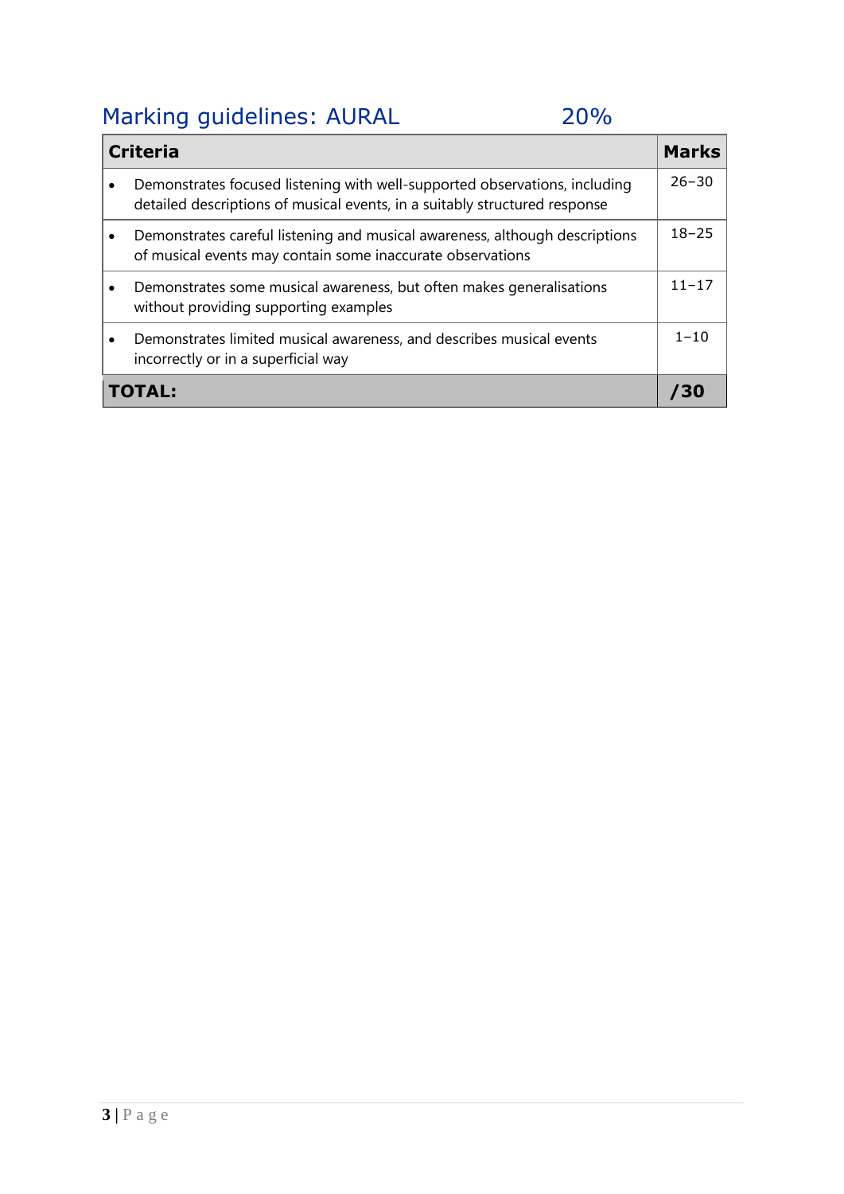## Marking guidelines: AURAL 20%

| Criteria | Marks |
|---|---|
| • Demonstrates focused listening with well-supported observations, including detailed descriptions of musical events, in a suitably structured response | 26–30 |
| • Demonstrates careful listening and musical awareness, although descriptions of musical events may contain some inaccurate observations | 18–25 |
| • Demonstrates some musical awareness, but often makes generalisations without providing supporting examples | 11–17 |
| • Demonstrates limited musical awareness, and describes musical events incorrectly or in a superficial way | 1–10 |
| **TOTAL:** | **/30** |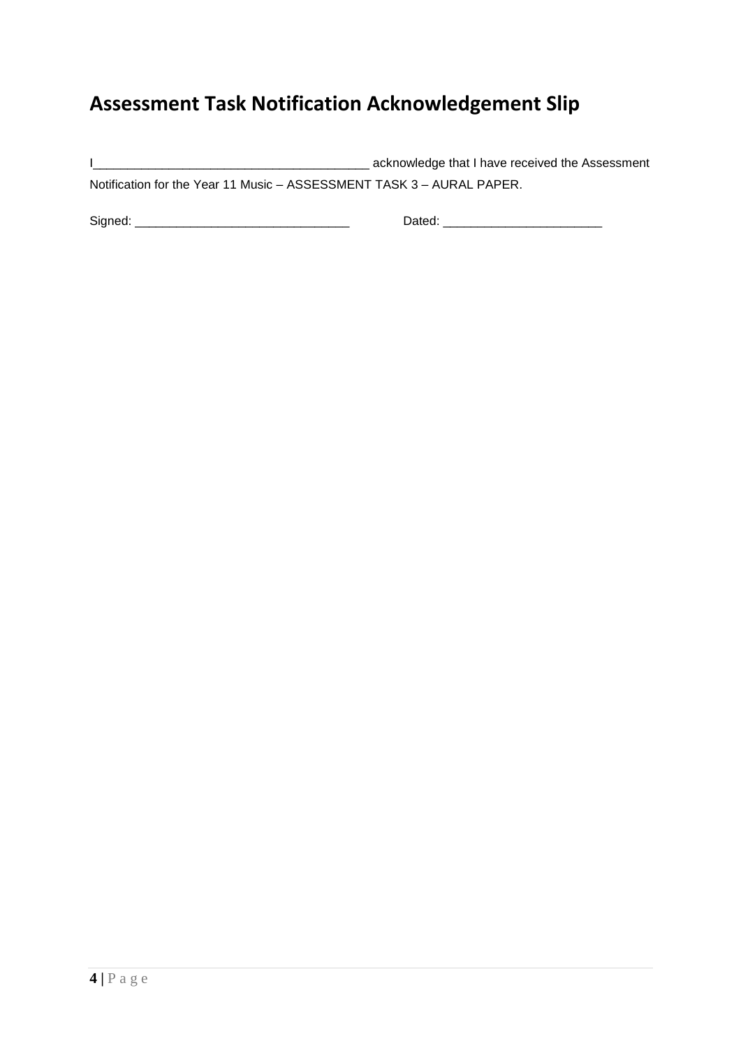# Assessment Task Notification Acknowledgement Slip

I_______________________________________ acknowledge that I have received the Assessment Notification for the Year 11 Music – ASSESSMENT TASK 3 – AURAL PAPER.

Signed: _______________________________ Dated: _______________________